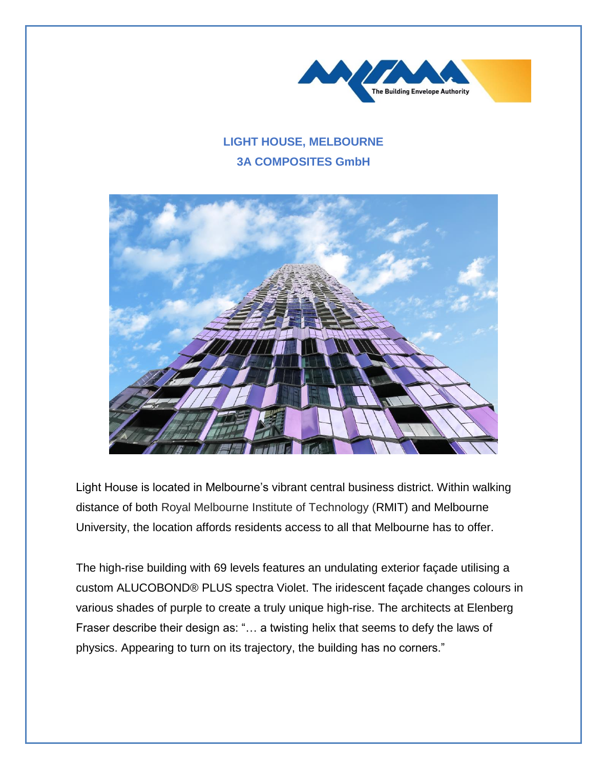# LIGHT HOUSE, MELBOURNE

## 3A COMPOSITES GmbH

Light House is located in Melbourne's vibrant central business district. Within walking distance of both Royal Melbourne Institute of Technology (RMIT) and Melbourne University, the location affords residents access to all that Melbourne has to offer.

The high-rise building with 69 levels features an undulating exterior façade utilising a custom ALUCOBOND® PLUS spectra Violet. The iridescent façade changes colours in various shades of purple to create a truly unique high-rise. The architects at Elenberg Fraser describe their design as: "… a twisting helix that seems to defy the laws of physics. Appearing to turn on its trajectory, the building has no corners."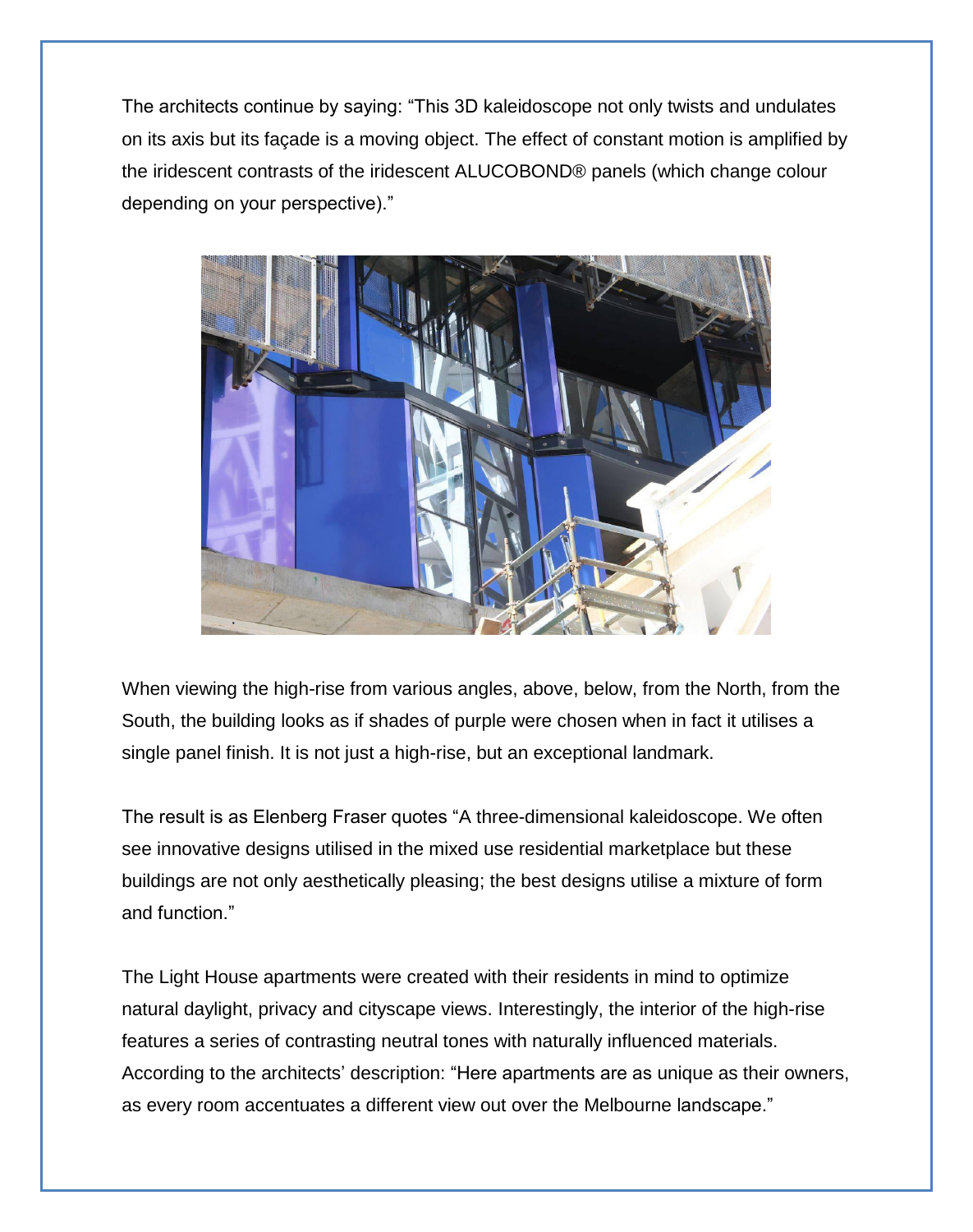The architects continue by saying: “This 3D kaleidoscope not only twists and undulates on its axis but its façade is a moving object. The effect of constant motion is amplified by the iridescent contrasts of the iridescent ALUCOBOND® panels (which change colour depending on your perspective).”

When viewing the high-rise from various angles, above, below, from the North, from the South, the building looks as if shades of purple were chosen when in fact it utilises a single panel finish. It is not just a high-rise, but an exceptional landmark.

The result is as Elenberg Fraser quotes “A three-dimensional kaleidoscope. We often see innovative designs utilised in the mixed use residential marketplace but these buildings are not only aesthetically pleasing; the best designs utilise a mixture of form and function.”

The Light House apartments were created with their residents in mind to optimize natural daylight, privacy and cityscape views. Interestingly, the interior of the high-rise features a series of contrasting neutral tones with naturally influenced materials. According to the architects’ description: “Here apartments are as unique as their owners, as every room accentuates a different view out over the Melbourne landscape.”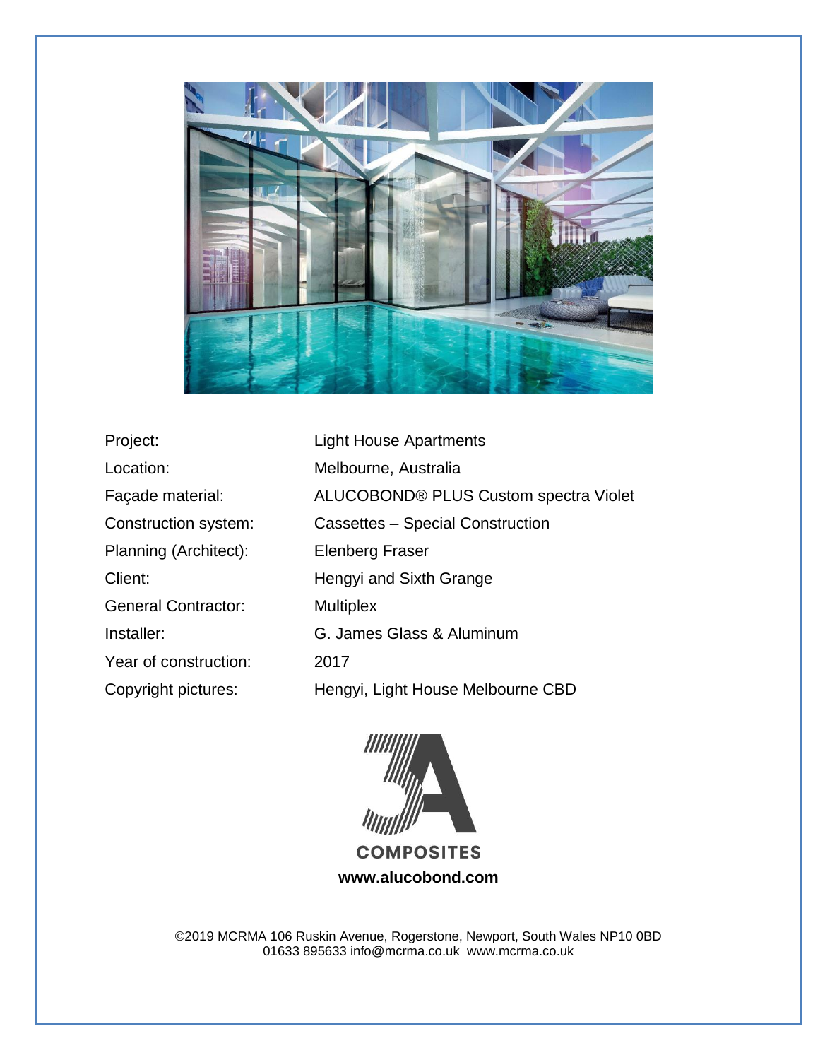| | |
|---|---|
| Project: | Light House Apartments |
| Location: | Melbourne, Australia |
| Façade material: | ALUCOBOND® PLUS Custom spectra Violet |
| Construction system: | Cassettes – Special Construction |
| Planning (Architect): | Elenberg Fraser |
| Client: | Hengyi and Sixth Grange |
| General Contractor: | Multiplex |
| Installer: | G. James Glass & Aluminum |
| Year of construction: | 2017 |
| Copyright pictures: | Hengyi, Light House Melbourne CBD |

**COMPOSITES**

**www.alucobond.com**

©2019 MCRMA 106 Ruskin Avenue, Rogerstone, Newport, South Wales NP10 0BD
01633 895633 info@mcrma.co.uk www.mcrma.co.uk